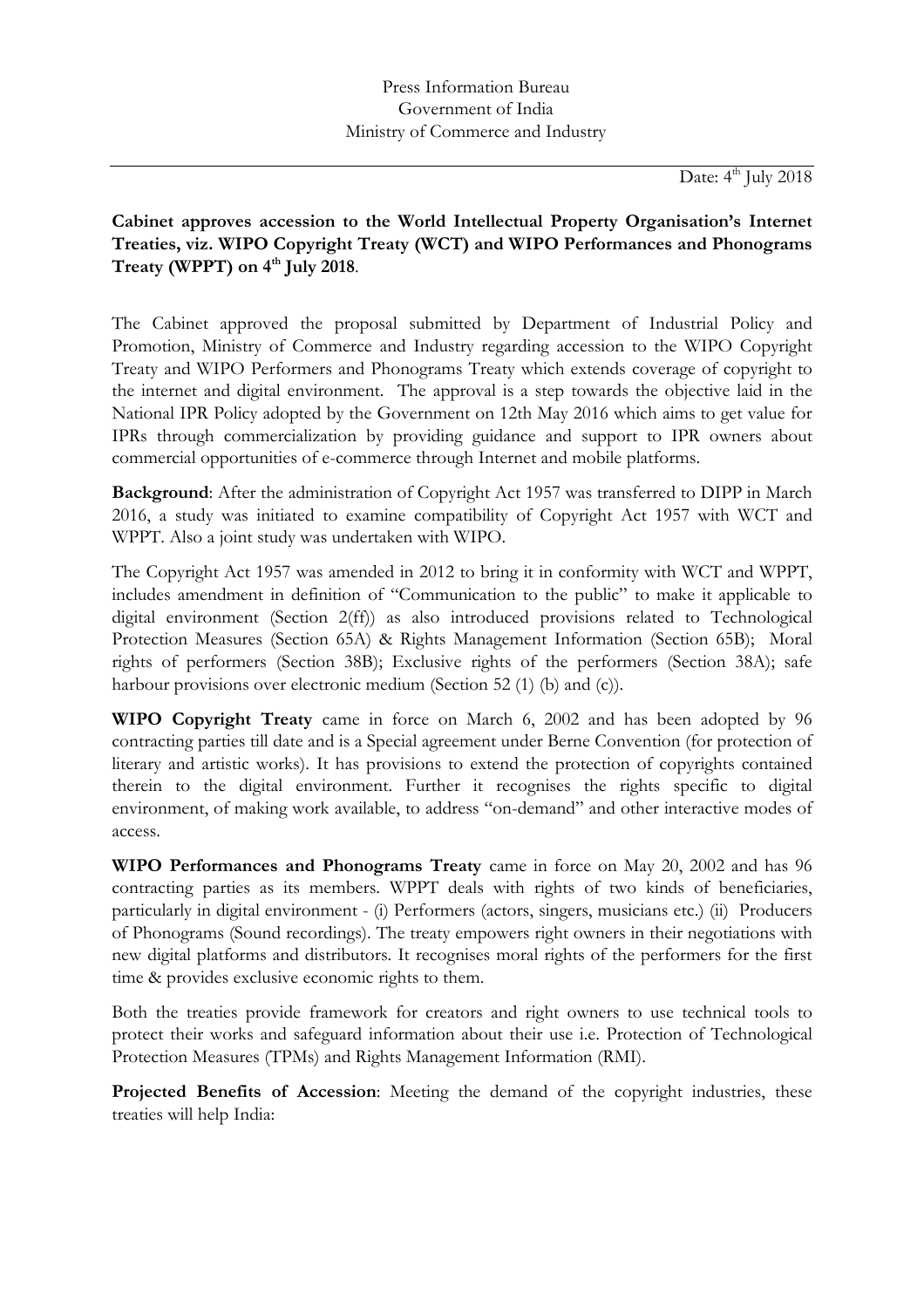Press Information Bureau
Government of India
Ministry of Commerce and Industry

Date: 4th July 2018

**Cabinet approves accession to the World Intellectual Property Organisation's Internet Treaties, viz. WIPO Copyright Treaty (WCT) and WIPO Performances and Phonograms Treaty (WPPT) on 4th July 2018**.

The Cabinet approved the proposal submitted by Department of Industrial Policy and Promotion, Ministry of Commerce and Industry regarding accession to the WIPO Copyright Treaty and WIPO Performers and Phonograms Treaty which extends coverage of copyright to the internet and digital environment. The approval is a step towards the objective laid in the National IPR Policy adopted by the Government on 12th May 2016 which aims to get value for IPRs through commercialization by providing guidance and support to IPR owners about commercial opportunities of e-commerce through Internet and mobile platforms.

**Background**: After the administration of Copyright Act 1957 was transferred to DIPP in March 2016, a study was initiated to examine compatibility of Copyright Act 1957 with WCT and WPPT. Also a joint study was undertaken with WIPO.

The Copyright Act 1957 was amended in 2012 to bring it in conformity with WCT and WPPT, includes amendment in definition of "Communication to the public" to make it applicable to digital environment (Section 2(ff)) as also introduced provisions related to Technological Protection Measures (Section 65A) & Rights Management Information (Section 65B); Moral rights of performers (Section 38B); Exclusive rights of the performers (Section 38A); safe harbour provisions over electronic medium (Section 52 (1) (b) and (c)).

**WIPO Copyright Treaty** came in force on March 6, 2002 and has been adopted by 96 contracting parties till date and is a Special agreement under Berne Convention (for protection of literary and artistic works). It has provisions to extend the protection of copyrights contained therein to the digital environment. Further it recognises the rights specific to digital environment, of making work available, to address "on-demand" and other interactive modes of access.

**WIPO Performances and Phonograms Treaty** came in force on May 20, 2002 and has 96 contracting parties as its members. WPPT deals with rights of two kinds of beneficiaries, particularly in digital environment - (i) Performers (actors, singers, musicians etc.) (ii) Producers of Phonograms (Sound recordings). The treaty empowers right owners in their negotiations with new digital platforms and distributors. It recognises moral rights of the performers for the first time & provides exclusive economic rights to them.

Both the treaties provide framework for creators and right owners to use technical tools to protect their works and safeguard information about their use i.e. Protection of Technological Protection Measures (TPMs) and Rights Management Information (RMI).

**Projected Benefits of Accession**: Meeting the demand of the copyright industries, these treaties will help India: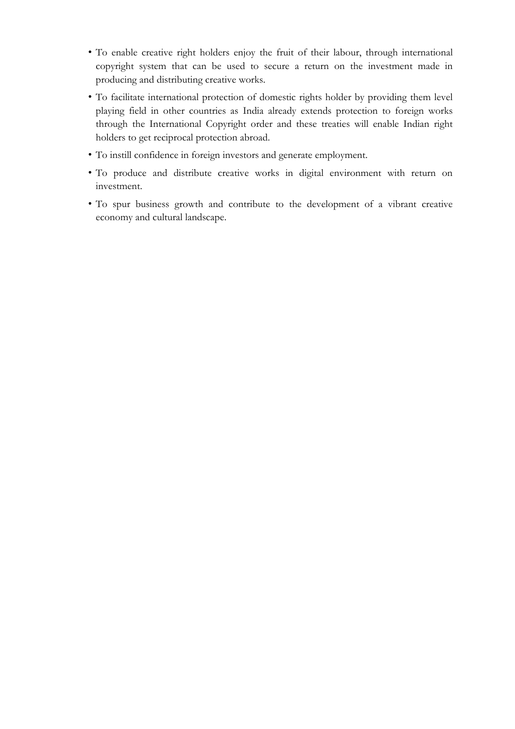- To enable creative right holders enjoy the fruit of their labour, through international copyright system that can be used to secure a return on the investment made in producing and distributing creative works.
- To facilitate international protection of domestic rights holder by providing them level playing field in other countries as India already extends protection to foreign works through the International Copyright order and these treaties will enable Indian right holders to get reciprocal protection abroad.
- To instill confidence in foreign investors and generate employment.
- To produce and distribute creative works in digital environment with return on investment.
- To spur business growth and contribute to the development of a vibrant creative economy and cultural landscape.